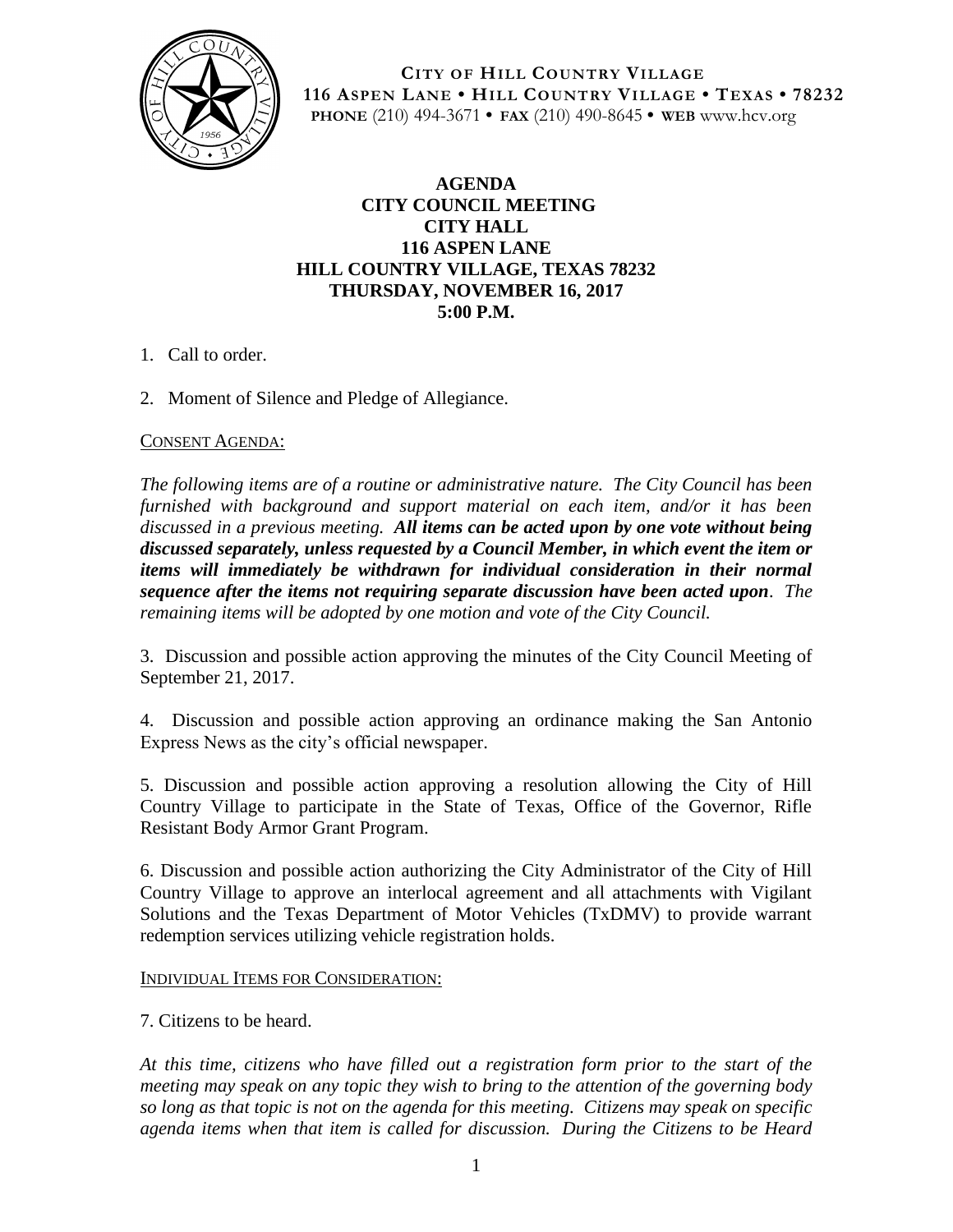**CITY OF HILL COUNTRY VILLAGE**
**116 ASPEN LANE • HILL COUNTRY VILLAGE • TEXAS • 78232**
**PHONE** (210) 494-3671 • **FAX** (210) 490-8645 • **WEB** www.hcv.org

# AGENDA
# CITY COUNCIL MEETING
# CITY HALL
# 116 ASPEN LANE
# HILL COUNTRY VILLAGE, TEXAS 78232
# THURSDAY, NOVEMBER 16, 2017
# 5:00 P.M.

1. Call to order.

2. Moment of Silence and Pledge of Allegiance.

CONSENT AGENDA:

*The following items are of a routine or administrative nature. The City Council has been furnished with background and support material on each item, and/or it has been discussed in a previous meeting.* ***All items can be acted upon by one vote without being discussed separately, unless requested by a Council Member, in which event the item or items will immediately be withdrawn for individual consideration in their normal sequence after the items not requiring separate discussion have been acted upon****. The remaining items will be adopted by one motion and vote of the City Council.*

3. Discussion and possible action approving the minutes of the City Council Meeting of September 21, 2017.

4. Discussion and possible action approving an ordinance making the San Antonio Express News as the city's official newspaper.

5. Discussion and possible action approving a resolution allowing the City of Hill Country Village to participate in the State of Texas, Office of the Governor, Rifle Resistant Body Armor Grant Program.

6. Discussion and possible action authorizing the City Administrator of the City of Hill Country Village to approve an interlocal agreement and all attachments with Vigilant Solutions and the Texas Department of Motor Vehicles (TxDMV) to provide warrant redemption services utilizing vehicle registration holds.

INDIVIDUAL ITEMS FOR CONSIDERATION:

7. Citizens to be heard.

*At this time, citizens who have filled out a registration form prior to the start of the meeting may speak on any topic they wish to bring to the attention of the governing body so long as that topic is not on the agenda for this meeting. Citizens may speak on specific agenda items when that item is called for discussion. During the Citizens to be Heard*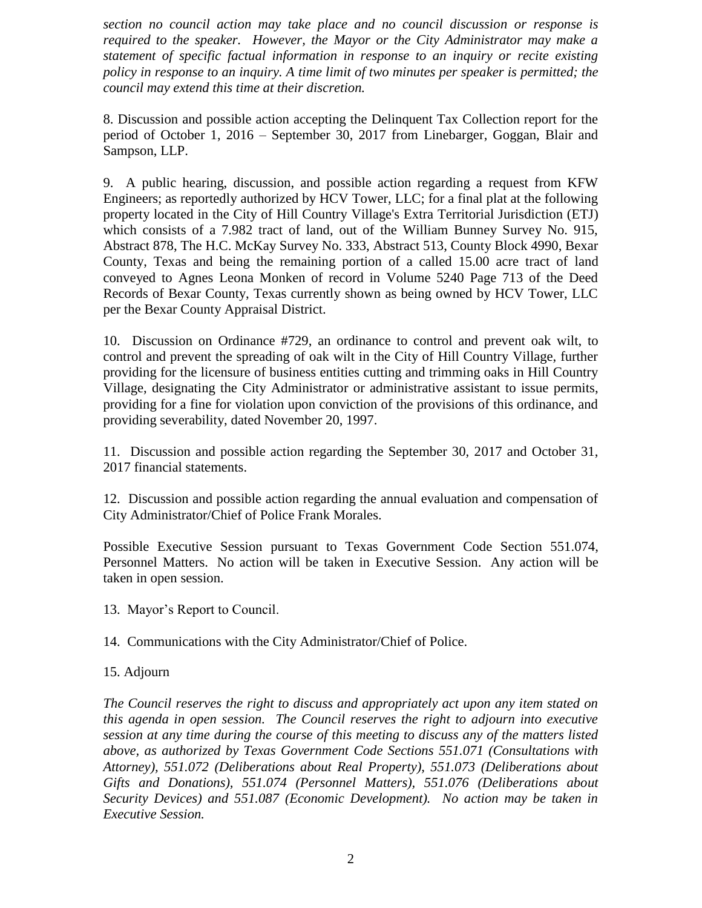*section no council action may take place and no council discussion or response is required to the speaker. However, the Mayor or the City Administrator may make a statement of specific factual information in response to an inquiry or recite existing policy in response to an inquiry. A time limit of two minutes per speaker is permitted; the council may extend this time at their discretion.*

8. Discussion and possible action accepting the Delinquent Tax Collection report for the period of October 1, 2016 – September 30, 2017 from Linebarger, Goggan, Blair and Sampson, LLP.

9. A public hearing, discussion, and possible action regarding a request from KFW Engineers; as reportedly authorized by HCV Tower, LLC; for a final plat at the following property located in the City of Hill Country Village's Extra Territorial Jurisdiction (ETJ) which consists of a 7.982 tract of land, out of the William Bunney Survey No. 915, Abstract 878, The H.C. McKay Survey No. 333, Abstract 513, County Block 4990, Bexar County, Texas and being the remaining portion of a called 15.00 acre tract of land conveyed to Agnes Leona Monken of record in Volume 5240 Page 713 of the Deed Records of Bexar County, Texas currently shown as being owned by HCV Tower, LLC per the Bexar County Appraisal District.

10. Discussion on Ordinance #729, an ordinance to control and prevent oak wilt, to control and prevent the spreading of oak wilt in the City of Hill Country Village, further providing for the licensure of business entities cutting and trimming oaks in Hill Country Village, designating the City Administrator or administrative assistant to issue permits, providing for a fine for violation upon conviction of the provisions of this ordinance, and providing severability, dated November 20, 1997.

11. Discussion and possible action regarding the September 30, 2017 and October 31, 2017 financial statements.

12. Discussion and possible action regarding the annual evaluation and compensation of City Administrator/Chief of Police Frank Morales.

Possible Executive Session pursuant to Texas Government Code Section 551.074, Personnel Matters. No action will be taken in Executive Session. Any action will be taken in open session.

13. Mayor's Report to Council.

14. Communications with the City Administrator/Chief of Police.

15. Adjourn

*The Council reserves the right to discuss and appropriately act upon any item stated on this agenda in open session. The Council reserves the right to adjourn into executive session at any time during the course of this meeting to discuss any of the matters listed above, as authorized by Texas Government Code Sections 551.071 (Consultations with Attorney), 551.072 (Deliberations about Real Property), 551.073 (Deliberations about Gifts and Donations), 551.074 (Personnel Matters), 551.076 (Deliberations about Security Devices) and 551.087 (Economic Development). No action may be taken in Executive Session.*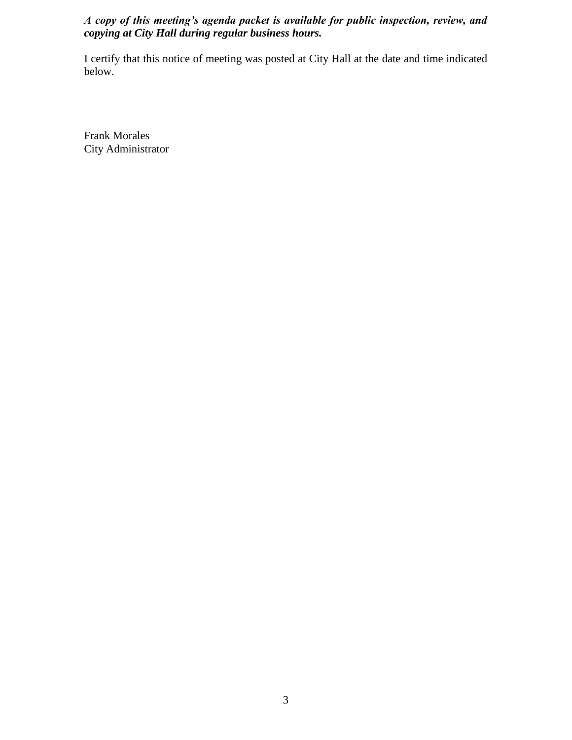***A copy of this meeting's agenda packet is available for public inspection, review, and copying at City Hall during regular business hours.***

I certify that this notice of meeting was posted at City Hall at the date and time indicated below.

Frank Morales
City Administrator